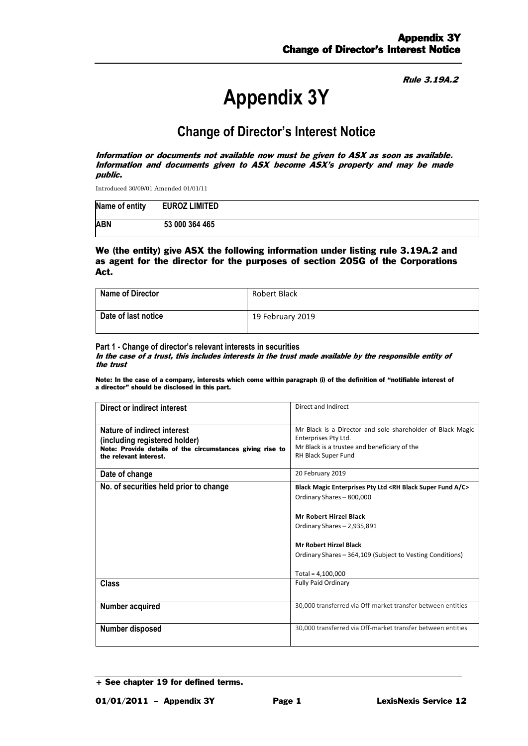Rule 3.19A.2

# Appendix 3Y

## Change of Director's Interest Notice

***Information or documents not available now must be given to ASX as soon as available. Information and documents given to ASX become ASX's property and may be made public.***

Introduced 30/09/01 Amended 01/01/11

| Name of entity | EUROZ LIMITED |
|---|---|
| ABN | 53 000 364 465 |

**We (the entity) give ASX the following information under listing rule 3.19A.2 and as agent for the director for the purposes of section 205G of the Corporations Act.**

| Name of Director | Robert Black |
|---|---|
| Date of last notice | 19 February 2019 |

**Part 1 - Change of director's relevant interests in securities**

***In the case of a trust, this includes interests in the trust made available by the responsible entity of the trust***

**Note: In the case of a company, interests which come within paragraph (i) of the definition of "notifiable interest of a director" should be disclosed in this part.**

| Direct or indirect interest | Direct and Indirect |
|---|---|
| **Nature of indirect interest (including registered holder)**<br>**Note: Provide details of the circumstances giving rise to the relevant interest.** | Mr Black is a Director and sole shareholder of Black Magic Enterprises Pty Ltd.<br>Mr Black is a trustee and beneficiary of the RH Black Super Fund |
| **Date of change** | 20 February 2019 |
| **No. of securities held prior to change** | **Black Magic Enterprises Pty Ltd <RH Black Super Fund A/C>**<br>Ordinary Shares – 800,000<br><br>**Mr Robert Hirzel Black**<br>Ordinary Shares – 2,935,891<br><br>**Mr Robert Hirzel Black**<br>Ordinary Shares – 364,109 (Subject to Vesting Conditions)<br><br>Total = 4,100,000 |
| **Class** | Fully Paid Ordinary |
| **Number acquired** | 30,000 transferred via Off-market transfer between entities |
| **Number disposed** | 30,000 transferred via Off-market transfer between entities |

+ See chapter 19 for defined terms.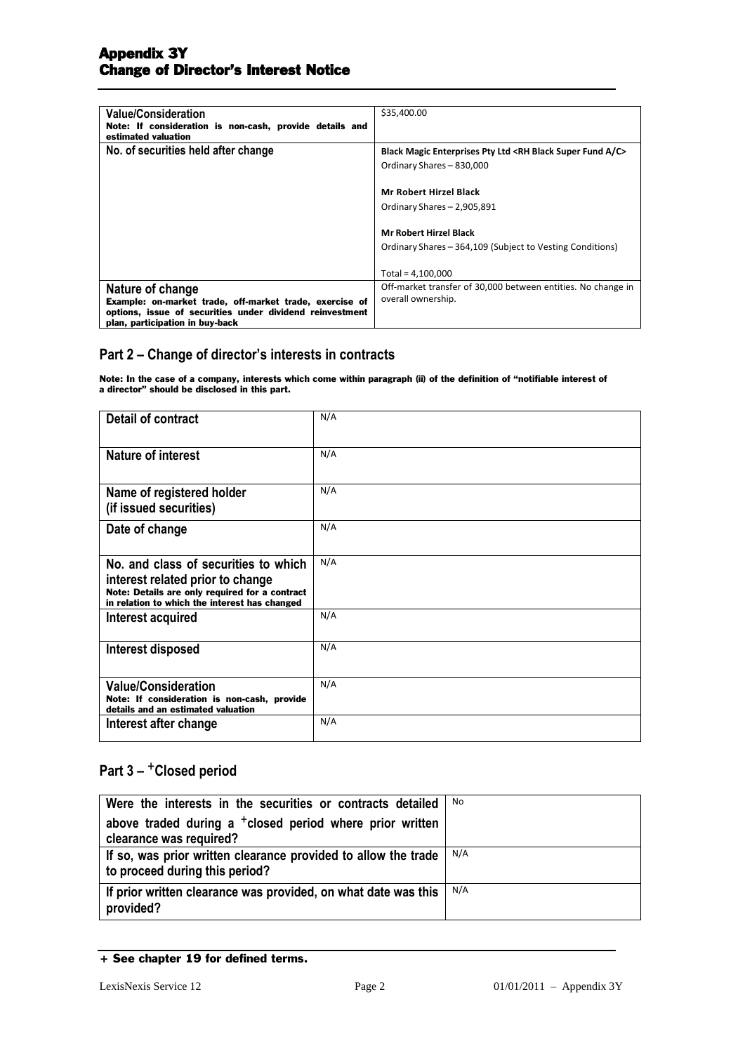| | |
|---|---|
| **Value/Consideration**<br>**Note: If consideration is non-cash, provide details and estimated valuation** | $35,400.00 |
| **No. of securities held after change** | **Black Magic Enterprises Pty Ltd <RH Black Super Fund A/C>**<br>Ordinary Shares – 830,000<br><br>**Mr Robert Hirzel Black**<br>Ordinary Shares – 2,905,891<br><br>**Mr Robert Hirzel Black**<br>Ordinary Shares – 364,109 (Subject to Vesting Conditions)<br><br>Total = 4,100,000 |
| **Nature of change**<br>**Example: on-market trade, off-market trade, exercise of options, issue of securities under dividend reinvestment plan, participation in buy-back** | Off-market transfer of 30,000 between entities. No change in overall ownership. |

## Part 2 – Change of director's interests in contracts

**Note: In the case of a company, interests which come within paragraph (ii) of the definition of "notifiable interest of a director" should be disclosed in this part.**

| | |
|---|---|
| **Detail of contract** | N/A |
| **Nature of interest** | N/A |
| **Name of registered holder (if issued securities)** | N/A |
| **Date of change** | N/A |
| **No. and class of securities to which interest related prior to change**<br>**Note: Details are only required for a contract in relation to which the interest has changed** | N/A |
| **Interest acquired** | N/A |
| **Interest disposed** | N/A |
| **Value/Consideration**<br>**Note: If consideration is non-cash, provide details and an estimated valuation** | N/A |
| **Interest after change** | N/A |

## Part 3 – +Closed period

| | |
|---|---|
| **Were the interests in the securities or contracts detailed above traded during a +closed period where prior written clearance was required?** | No |
| **If so, was prior written clearance provided to allow the trade to proceed during this period?** | N/A |
| **If prior written clearance was provided, on what date was this provided?** | N/A |

**+ See chapter 19 for defined terms.**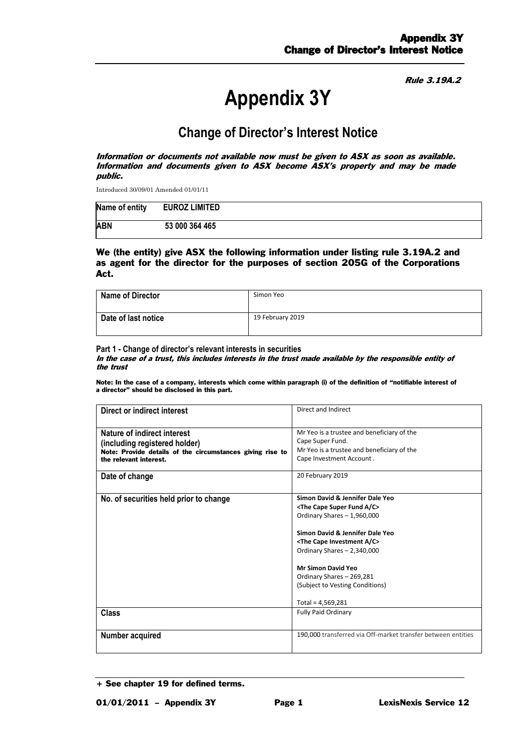Rule 3.19A.2

# Appendix 3Y

## Change of Director's Interest Notice

***Information or documents not available now must be given to ASX as soon as available. Information and documents given to ASX become ASX's property and may be made public.***

Introduced 30/09/01 Amended 01/01/11

| Name of entity | EUROZ LIMITED |
|---|---|
| ABN | 53 000 364 465 |

**We (the entity) give ASX the following information under listing rule 3.19A.2 and as agent for the director for the purposes of section 205G of the Corporations Act.**

| Name of Director | Simon Yeo |
|---|---|
| Date of last notice | 19 February 2019 |

**Part 1 - Change of director's relevant interests in securities**
***In the case of a trust, this includes interests in the trust made available by the responsible entity of the trust***

**Note: In the case of a company, interests which come within paragraph (i) of the definition of "notifiable interest of a director" should be disclosed in this part.**

| | |
|---|---|
| **Direct or indirect interest** | Direct and Indirect |
| **Nature of indirect interest (including registered holder)**<br>**Note: Provide details of the circumstances giving rise to the relevant interest.** | Mr Yeo is a trustee and beneficiary of the Cape Super Fund.<br>Mr Yeo is a trustee and beneficiary of the Cape Investment Account . |
| **Date of change** | 20 February 2019 |
| **No. of securities held prior to change** | **Simon David & Jennifer Dale Yeo**<br>**<The Cape Super Fund A/C>**<br>Ordinary Shares – 1,960,000<br><br>**Simon David & Jennifer Dale Yeo**<br>**<The Cape Investment A/C>**<br>Ordinary Shares – 2,340,000<br><br>**Mr Simon David Yeo**<br>Ordinary Shares – 269,281<br>(Subject to Vesting Conditions)<br><br>Total = 4,569,281 |
| **Class** | Fully Paid Ordinary |
| **Number acquired** | 190,000 transferred via Off-market transfer between entities |

+ See chapter 19 for defined terms.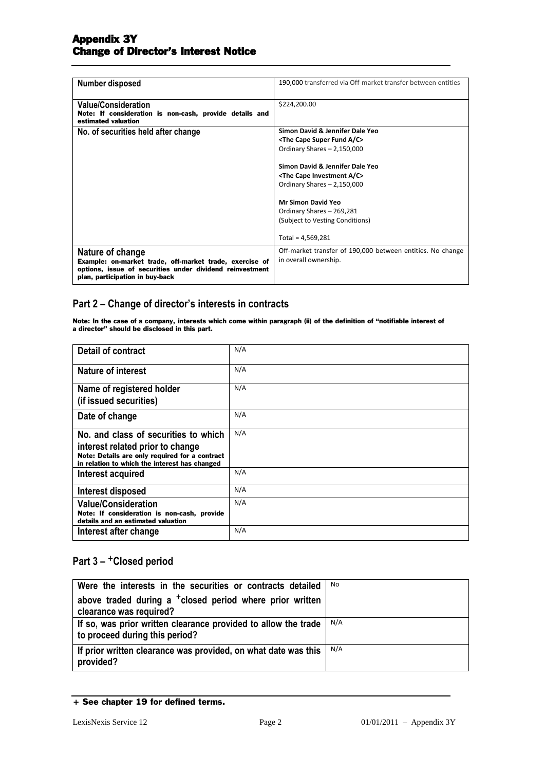| | |
|---|---|
| **Number disposed** | 190,000 transferred via Off-market transfer between entities |
| **Value/Consideration**<br>**Note: If consideration is non-cash, provide details and estimated valuation** | $224,200.00 |
| **No. of securities held after change** | **Simon David & Jennifer Dale Yeo**<br>**<The Cape Super Fund A/C>**<br>Ordinary Shares – 2,150,000<br><br>**Simon David & Jennifer Dale Yeo**<br>**<The Cape Investment A/C>**<br>Ordinary Shares – 2,150,000<br><br>**Mr Simon David Yeo**<br>Ordinary Shares – 269,281<br>(Subject to Vesting Conditions)<br><br>Total = 4,569,281 |
| **Nature of change**<br>**Example: on-market trade, off-market trade, exercise of options, issue of securities under dividend reinvestment plan, participation in buy-back** | Off-market transfer of 190,000 between entities. No change in overall ownership. |

## Part 2 – Change of director's interests in contracts

**Note: In the case of a company, interests which come within paragraph (ii) of the definition of "notifiable interest of a director" should be disclosed in this part.**

| | |
|---|---|
| **Detail of contract** | N/A |
| **Nature of interest** | N/A |
| **Name of registered holder**<br>**(if issued securities)** | N/A |
| **Date of change** | N/A |
| **No. and class of securities to which interest related prior to change**<br>**Note: Details are only required for a contract in relation to which the interest has changed** | N/A |
| **Interest acquired** | N/A |
| **Interest disposed** | N/A |
| **Value/Consideration**<br>**Note: If consideration is non-cash, provide details and an estimated valuation** | N/A |
| **Interest after change** | N/A |

## Part 3 – +Closed period

| | |
|---|---|
| **Were the interests in the securities or contracts detailed above traded during a +closed period where prior written clearance was required?** | No |
| **If so, was prior written clearance provided to allow the trade to proceed during this period?** | N/A |
| **If prior written clearance was provided, on what date was this provided?** | N/A |

**+ See chapter 19 for defined terms.**